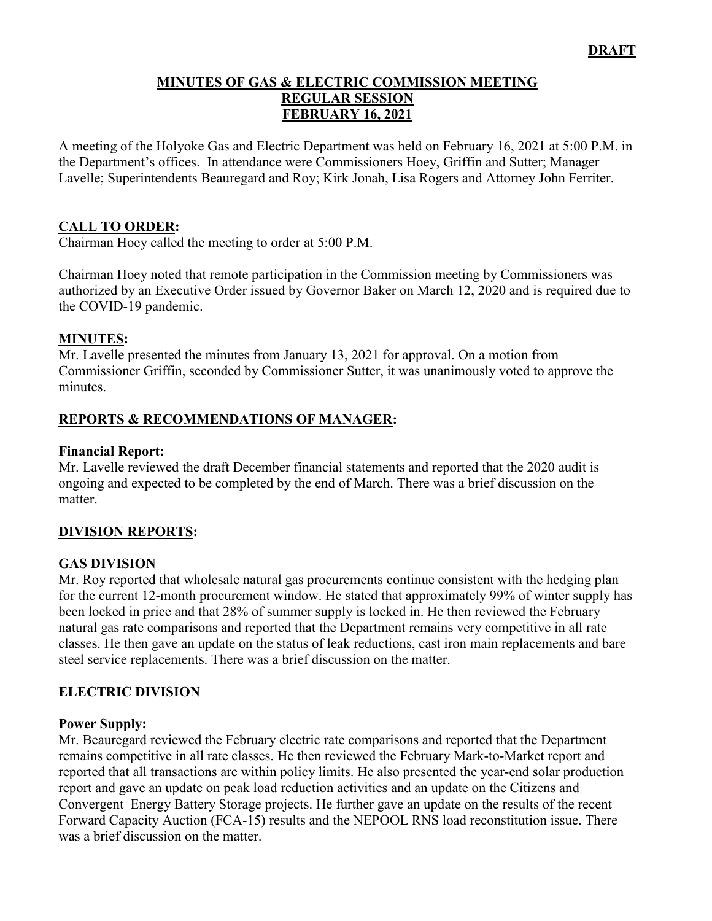**DRAFT**

# MINUTES OF GAS & ELECTRIC COMMISSION MEETING
# REGULAR SESSION
# FEBRUARY 16, 2021

A meeting of the Holyoke Gas and Electric Department was held on February 16, 2021 at 5:00 P.M. in the Department's offices. In attendance were Commissioners Hoey, Griffin and Sutter; Manager Lavelle; Superintendents Beauregard and Roy; Kirk Jonah, Lisa Rogers and Attorney John Ferriter.

## CALL TO ORDER:

Chairman Hoey called the meeting to order at 5:00 P.M.

Chairman Hoey noted that remote participation in the Commission meeting by Commissioners was authorized by an Executive Order issued by Governor Baker on March 12, 2020 and is required due to the COVID-19 pandemic.

## MINUTES:

Mr. Lavelle presented the minutes from January 13, 2021 for approval. On a motion from Commissioner Griffin, seconded by Commissioner Sutter, it was unanimously voted to approve the minutes.

## REPORTS & RECOMMENDATIONS OF MANAGER:

### Financial Report:

Mr. Lavelle reviewed the draft December financial statements and reported that the 2020 audit is ongoing and expected to be completed by the end of March. There was a brief discussion on the matter.

## DIVISION REPORTS:

### GAS DIVISION

Mr. Roy reported that wholesale natural gas procurements continue consistent with the hedging plan for the current 12-month procurement window. He stated that approximately 99% of winter supply has been locked in price and that 28% of summer supply is locked in. He then reviewed the February natural gas rate comparisons and reported that the Department remains very competitive in all rate classes. He then gave an update on the status of leak reductions, cast iron main replacements and bare steel service replacements. There was a brief discussion on the matter.

### ELECTRIC DIVISION

**Power Supply:**

Mr. Beauregard reviewed the February electric rate comparisons and reported that the Department remains competitive in all rate classes. He then reviewed the February Mark-to-Market report and reported that all transactions are within policy limits. He also presented the year-end solar production report and gave an update on peak load reduction activities and an update on the Citizens and Convergent Energy Battery Storage projects. He further gave an update on the results of the recent Forward Capacity Auction (FCA-15) results and the NEPOOL RNS load reconstitution issue. There was a brief discussion on the matter.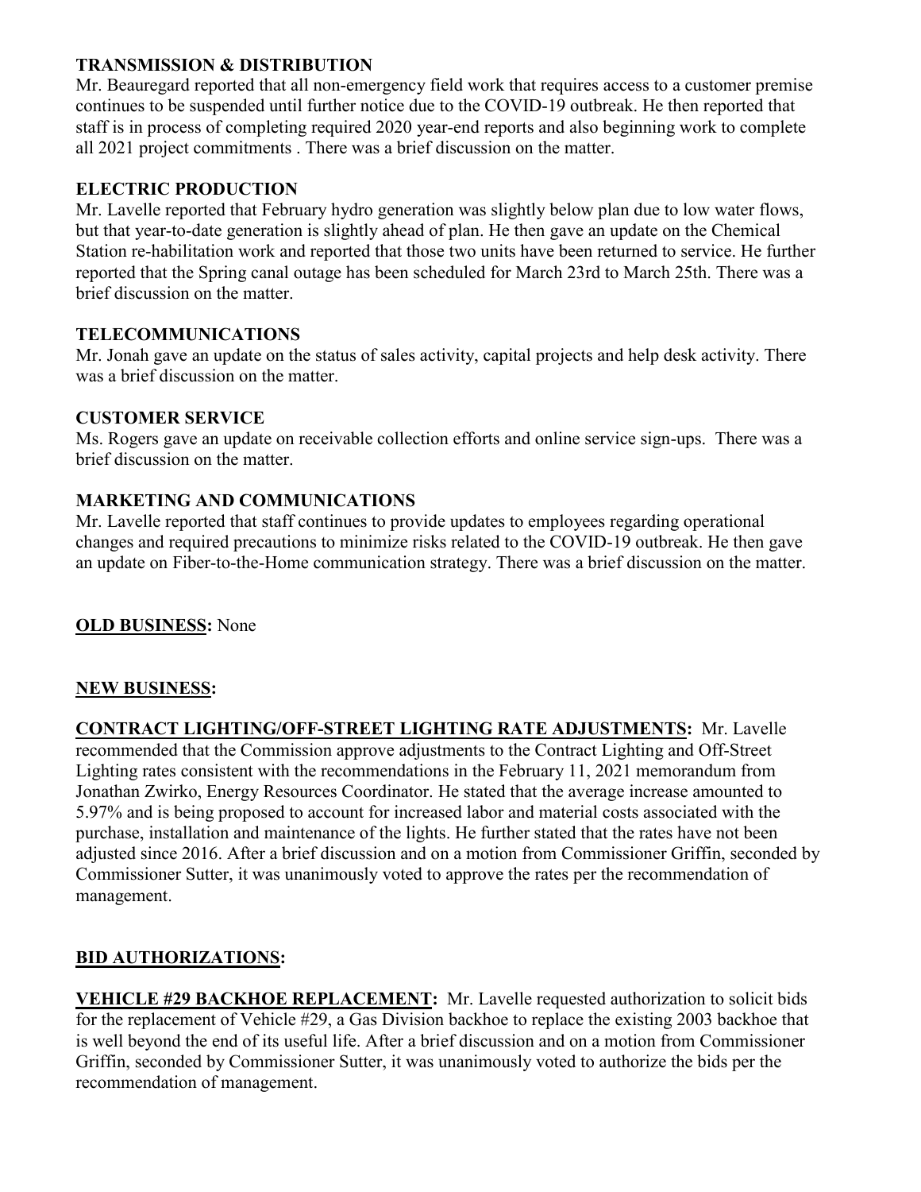**TRANSMISSION & DISTRIBUTION**

Mr. Beauregard reported that all non-emergency field work that requires access to a customer premise continues to be suspended until further notice due to the COVID-19 outbreak. He then reported that staff is in process of completing required 2020 year-end reports and also beginning work to complete all 2021 project commitments . There was a brief discussion on the matter.

**ELECTRIC PRODUCTION**

Mr. Lavelle reported that February hydro generation was slightly below plan due to low water flows, but that year-to-date generation is slightly ahead of plan. He then gave an update on the Chemical Station re-habilitation work and reported that those two units have been returned to service. He further reported that the Spring canal outage has been scheduled for March 23rd to March 25th. There was a brief discussion on the matter.

**TELECOMMUNICATIONS**

Mr. Jonah gave an update on the status of sales activity, capital projects and help desk activity. There was a brief discussion on the matter.

**CUSTOMER SERVICE**

Ms. Rogers gave an update on receivable collection efforts and online service sign-ups. There was a brief discussion on the matter.

**MARKETING AND COMMUNICATIONS**

Mr. Lavelle reported that staff continues to provide updates to employees regarding operational changes and required precautions to minimize risks related to the COVID-19 outbreak. He then gave an update on Fiber-to-the-Home communication strategy. There was a brief discussion on the matter.

**OLD BUSINESS:** None

**NEW BUSINESS:**

**CONTRACT LIGHTING/OFF-STREET LIGHTING RATE ADJUSTMENTS:** Mr. Lavelle recommended that the Commission approve adjustments to the Contract Lighting and Off-Street Lighting rates consistent with the recommendations in the February 11, 2021 memorandum from Jonathan Zwirko, Energy Resources Coordinator. He stated that the average increase amounted to 5.97% and is being proposed to account for increased labor and material costs associated with the purchase, installation and maintenance of the lights. He further stated that the rates have not been adjusted since 2016. After a brief discussion and on a motion from Commissioner Griffin, seconded by Commissioner Sutter, it was unanimously voted to approve the rates per the recommendation of management.

**BID AUTHORIZATIONS:**

**VEHICLE #29 BACKHOE REPLACEMENT:** Mr. Lavelle requested authorization to solicit bids for the replacement of Vehicle #29, a Gas Division backhoe to replace the existing 2003 backhoe that is well beyond the end of its useful life. After a brief discussion and on a motion from Commissioner Griffin, seconded by Commissioner Sutter, it was unanimously voted to authorize the bids per the recommendation of management.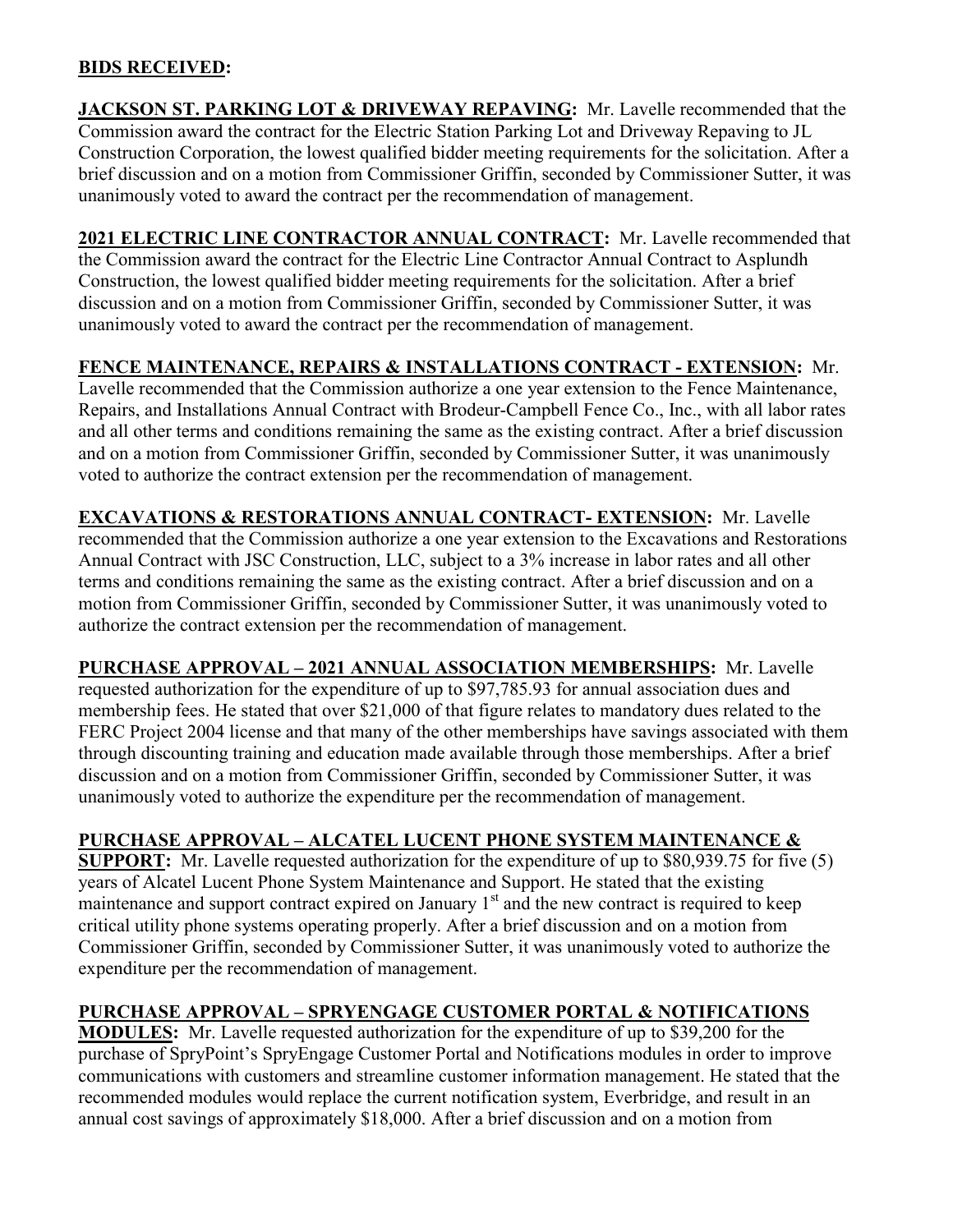**BIDS RECEIVED:**

**JACKSON ST. PARKING LOT & DRIVEWAY REPAVING:** Mr. Lavelle recommended that the Commission award the contract for the Electric Station Parking Lot and Driveway Repaving to JL Construction Corporation, the lowest qualified bidder meeting requirements for the solicitation. After a brief discussion and on a motion from Commissioner Griffin, seconded by Commissioner Sutter, it was unanimously voted to award the contract per the recommendation of management.

**2021 ELECTRIC LINE CONTRACTOR ANNUAL CONTRACT:** Mr. Lavelle recommended that the Commission award the contract for the Electric Line Contractor Annual Contract to Asplundh Construction, the lowest qualified bidder meeting requirements for the solicitation. After a brief discussion and on a motion from Commissioner Griffin, seconded by Commissioner Sutter, it was unanimously voted to award the contract per the recommendation of management.

**FENCE MAINTENANCE, REPAIRS & INSTALLATIONS CONTRACT - EXTENSION:** Mr. Lavelle recommended that the Commission authorize a one year extension to the Fence Maintenance, Repairs, and Installations Annual Contract with Brodeur-Campbell Fence Co., Inc., with all labor rates and all other terms and conditions remaining the same as the existing contract. After a brief discussion and on a motion from Commissioner Griffin, seconded by Commissioner Sutter, it was unanimously voted to authorize the contract extension per the recommendation of management.

**EXCAVATIONS & RESTORATIONS ANNUAL CONTRACT- EXTENSION:** Mr. Lavelle recommended that the Commission authorize a one year extension to the Excavations and Restorations Annual Contract with JSC Construction, LLC, subject to a 3% increase in labor rates and all other terms and conditions remaining the same as the existing contract. After a brief discussion and on a motion from Commissioner Griffin, seconded by Commissioner Sutter, it was unanimously voted to authorize the contract extension per the recommendation of management.

**PURCHASE APPROVAL – 2021 ANNUAL ASSOCIATION MEMBERSHIPS:** Mr. Lavelle requested authorization for the expenditure of up to $97,785.93 for annual association dues and membership fees. He stated that over $21,000 of that figure relates to mandatory dues related to the FERC Project 2004 license and that many of the other memberships have savings associated with them through discounting training and education made available through those memberships. After a brief discussion and on a motion from Commissioner Griffin, seconded by Commissioner Sutter, it was unanimously voted to authorize the expenditure per the recommendation of management.

**PURCHASE APPROVAL – ALCATEL LUCENT PHONE SYSTEM MAINTENANCE & SUPPORT:** Mr. Lavelle requested authorization for the expenditure of up to $80,939.75 for five (5) years of Alcatel Lucent Phone System Maintenance and Support. He stated that the existing maintenance and support contract expired on January 1st and the new contract is required to keep critical utility phone systems operating properly. After a brief discussion and on a motion from Commissioner Griffin, seconded by Commissioner Sutter, it was unanimously voted to authorize the expenditure per the recommendation of management.

**PURCHASE APPROVAL – SPRYENGAGE CUSTOMER PORTAL & NOTIFICATIONS MODULES:** Mr. Lavelle requested authorization for the expenditure of up to $39,200 for the purchase of SpryPoint's SpryEngage Customer Portal and Notifications modules in order to improve communications with customers and streamline customer information management. He stated that the recommended modules would replace the current notification system, Everbridge, and result in an annual cost savings of approximately $18,000. After a brief discussion and on a motion from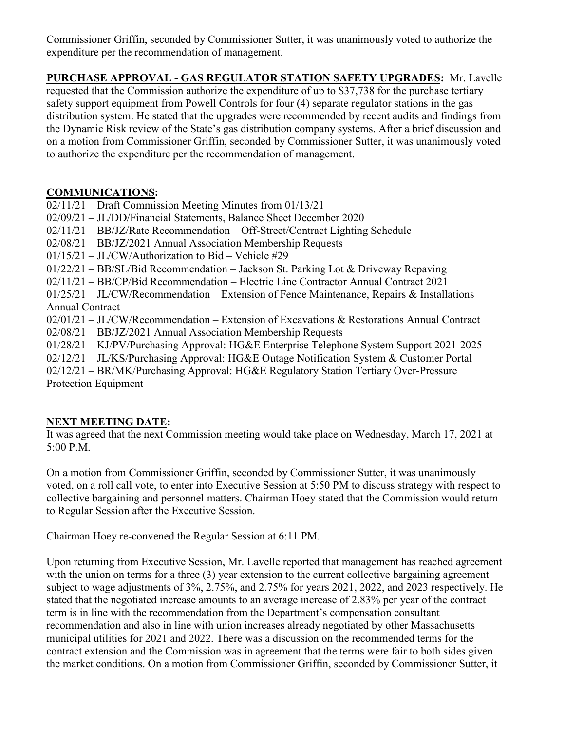Commissioner Griffin, seconded by Commissioner Sutter, it was unanimously voted to authorize the expenditure per the recommendation of management.

**PURCHASE APPROVAL - GAS REGULATOR STATION SAFETY UPGRADES:** Mr. Lavelle requested that the Commission authorize the expenditure of up to $37,738 for the purchase tertiary safety support equipment from Powell Controls for four (4) separate regulator stations in the gas distribution system. He stated that the upgrades were recommended by recent audits and findings from the Dynamic Risk review of the State's gas distribution company systems. After a brief discussion and on a motion from Commissioner Griffin, seconded by Commissioner Sutter, it was unanimously voted to authorize the expenditure per the recommendation of management.

**COMMUNICATIONS:**

02/11/21 – Draft Commission Meeting Minutes from 01/13/21
02/09/21 – JL/DD/Financial Statements, Balance Sheet December 2020
02/11/21 – BB/JZ/Rate Recommendation – Off-Street/Contract Lighting Schedule
02/08/21 – BB/JZ/2021 Annual Association Membership Requests
01/15/21 – JL/CW/Authorization to Bid – Vehicle #29
01/22/21 – BB/SL/Bid Recommendation – Jackson St. Parking Lot & Driveway Repaving
02/11/21 – BB/CP/Bid Recommendation – Electric Line Contractor Annual Contract 2021
01/25/21 – JL/CW/Recommendation – Extension of Fence Maintenance, Repairs & Installations Annual Contract
02/01/21 – JL/CW/Recommendation – Extension of Excavations & Restorations Annual Contract
02/08/21 – BB/JZ/2021 Annual Association Membership Requests
01/28/21 – KJ/PV/Purchasing Approval: HG&E Enterprise Telephone System Support 2021-2025
02/12/21 – JL/KS/Purchasing Approval: HG&E Outage Notification System & Customer Portal
02/12/21 – BR/MK/Purchasing Approval: HG&E Regulatory Station Tertiary Over-Pressure Protection Equipment

**NEXT MEETING DATE:**

It was agreed that the next Commission meeting would take place on Wednesday, March 17, 2021 at 5:00 P.M.

On a motion from Commissioner Griffin, seconded by Commissioner Sutter, it was unanimously voted, on a roll call vote, to enter into Executive Session at 5:50 PM to discuss strategy with respect to collective bargaining and personnel matters. Chairman Hoey stated that the Commission would return to Regular Session after the Executive Session.

Chairman Hoey re-convened the Regular Session at 6:11 PM.

Upon returning from Executive Session, Mr. Lavelle reported that management has reached agreement with the union on terms for a three (3) year extension to the current collective bargaining agreement subject to wage adjustments of 3%, 2.75%, and 2.75% for years 2021, 2022, and 2023 respectively. He stated that the negotiated increase amounts to an average increase of 2.83% per year of the contract term is in line with the recommendation from the Department's compensation consultant recommendation and also in line with union increases already negotiated by other Massachusetts municipal utilities for 2021 and 2022. There was a discussion on the recommended terms for the contract extension and the Commission was in agreement that the terms were fair to both sides given the market conditions. On a motion from Commissioner Griffin, seconded by Commissioner Sutter, it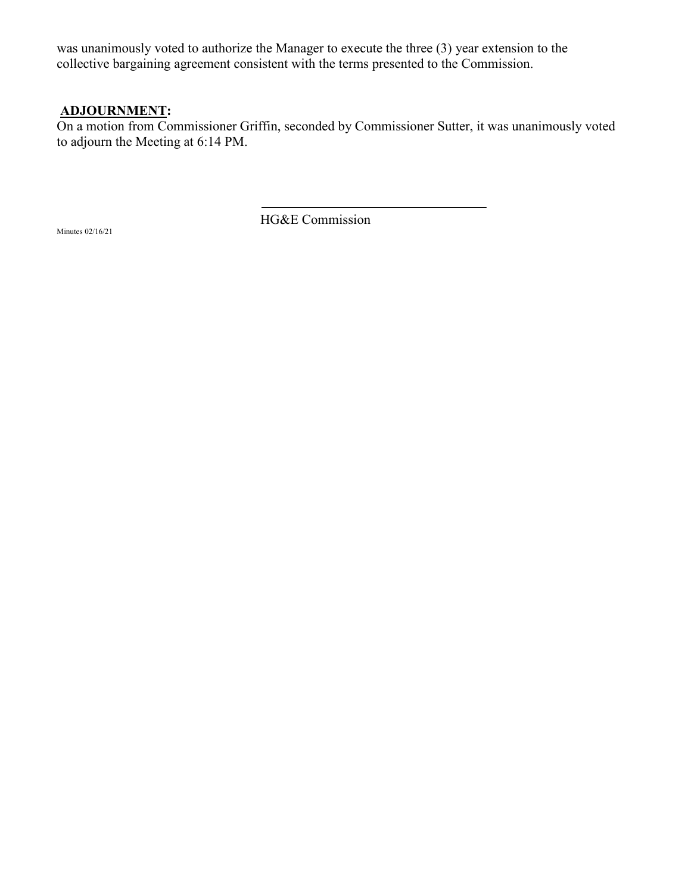was unanimously voted to authorize the Manager to execute the three (3) year extension to the collective bargaining agreement consistent with the terms presented to the Commission.

**ADJOURNMENT:**

On a motion from Commissioner Griffin, seconded by Commissioner Sutter, it was unanimously voted to adjourn the Meeting at 6:14 PM.

\_\_\_\_\_\_\_\_\_\_\_\_\_\_\_\_\_\_\_\_\_\_\_\_\_\_\_\_\_\_\_\_\_\_\_

HG&E Commission

Minutes 02/16/21